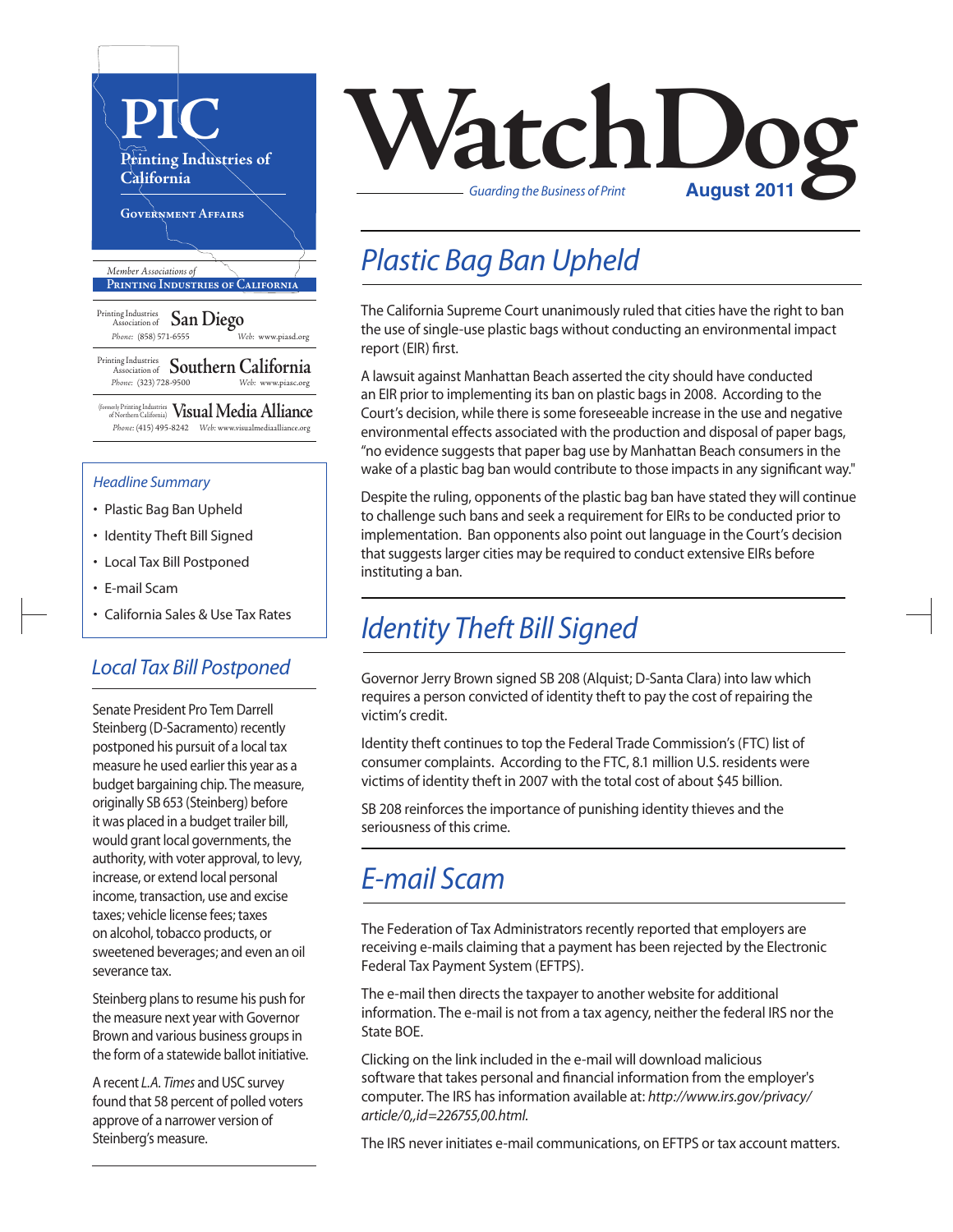# WatchDog

*Guarding the Business of Print*

**August 2011**

**PIC**
Printing Industries of California
Government Affairs

*Member Associations of* Printing Industries of California

Printing Industries Association of **San Diego**
*Phone:* (858) 571-6555 *Web:* www.piasd.org

Printing Industries Association of **Southern California**
*Phone:* (323) 728-9500 *Web:* www.piasc.org

(formerly Printing Industries of Northern California) **Visual Media Alliance**
*Phone:* (415) 495-8242 *Web:* www.visualmediaalliance.org

*Headline Summary*

- Plastic Bag Ban Upheld
- Identity Theft Bill Signed
- Local Tax Bill Postponed
- E-mail Scam
- California Sales & Use Tax Rates

## *Plastic Bag Ban Upheld*

The California Supreme Court unanimously ruled that cities have the right to ban the use of single-use plastic bags without conducting an environmental impact report (EIR) first.

A lawsuit against Manhattan Beach asserted the city should have conducted an EIR prior to implementing its ban on plastic bags in 2008. According to the Court's decision, while there is some foreseeable increase in the use and negative environmental effects associated with the production and disposal of paper bags, "no evidence suggests that paper bag use by Manhattan Beach consumers in the wake of a plastic bag ban would contribute to those impacts in any significant way."

Despite the ruling, opponents of the plastic bag ban have stated they will continue to challenge such bans and seek a requirement for EIRs to be conducted prior to implementation. Ban opponents also point out language in the Court's decision that suggests larger cities may be required to conduct extensive EIRs before instituting a ban.

## *Identity Theft Bill Signed*

Governor Jerry Brown signed SB 208 (Alquist; D-Santa Clara) into law which requires a person convicted of identity theft to pay the cost of repairing the victim's credit.

Identity theft continues to top the Federal Trade Commission's (FTC) list of consumer complaints. According to the FTC, 8.1 million U.S. residents were victims of identity theft in 2007 with the total cost of about $45 billion.

SB 208 reinforces the importance of punishing identity thieves and the seriousness of this crime.

## *E-mail Scam*

The Federation of Tax Administrators recently reported that employers are receiving e-mails claiming that a payment has been rejected by the Electronic Federal Tax Payment System (EFTPS).

The e-mail then directs the taxpayer to another website for additional information. The e-mail is not from a tax agency, neither the federal IRS nor the State BOE.

Clicking on the link included in the e-mail will download malicious software that takes personal and financial information from the employer's computer. The IRS has information available at: *http://www.irs.gov/privacy/article/0,,id=226755,00.html.*

The IRS never initiates e-mail communications, on EFTPS or tax account matters.

## *Local Tax Bill Postponed*

Senate President Pro Tem Darrell Steinberg (D-Sacramento) recently postponed his pursuit of a local tax measure he used earlier this year as a budget bargaining chip. The measure, originally SB 653 (Steinberg) before it was placed in a budget trailer bill, would grant local governments, the authority, with voter approval, to levy, increase, or extend local personal income, transaction, use and excise taxes; vehicle license fees; taxes on alcohol, tobacco products, or sweetened beverages; and even an oil severance tax.

Steinberg plans to resume his push for the measure next year with Governor Brown and various business groups in the form of a statewide ballot initiative.

A recent *L.A. Times* and USC survey found that 58 percent of polled voters approve of a narrower version of Steinberg's measure.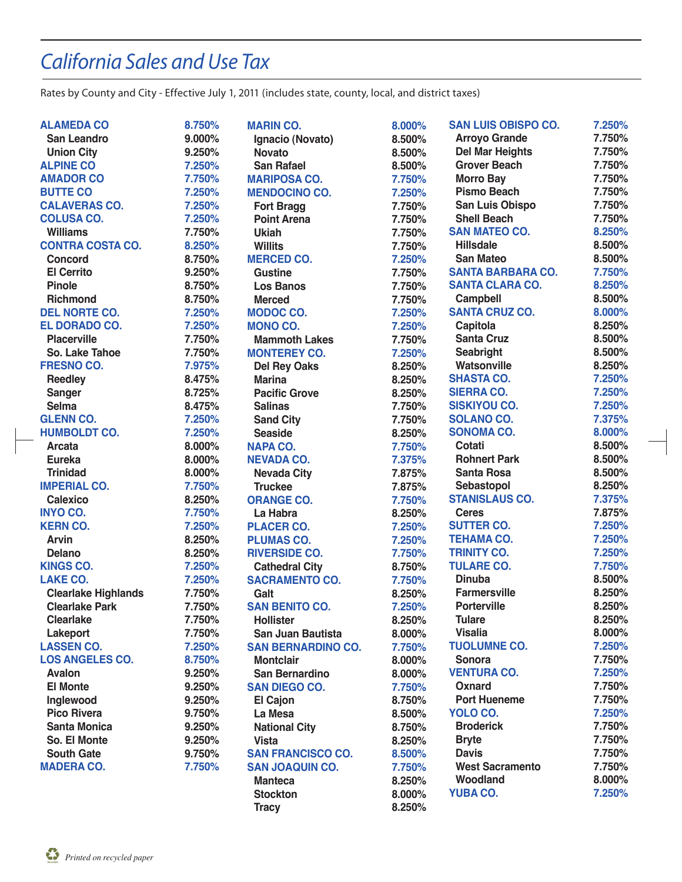# California Sales and Use Tax

Rates by County and City - Effective July 1, 2011 (includes state, county, local, and district taxes)

| | |
|---|---|
| **ALAMEDA CO** | **8.750%** |
| San Leandro | 9.000% |
| Union City | 9.250% |
| **ALPINE CO** | **7.250%** |
| **AMADOR CO** | **7.750%** |
| **BUTTE CO** | **7.250%** |
| **CALAVERAS CO.** | **7.250%** |
| **COLUSA CO.** | **7.250%** |
| Williams | 7.750% |
| **CONTRA COSTA CO.** | **8.250%** |
| Concord | 8.750% |
| El Cerrito | 9.250% |
| Pinole | 8.750% |
| Richmond | 8.750% |
| **DEL NORTE CO.** | **7.250%** |
| **EL DORADO CO.** | **7.250%** |
| Placerville | 7.750% |
| So. Lake Tahoe | 7.750% |
| **FRESNO CO.** | **7.975%** |
| Reedley | 8.475% |
| Sanger | 8.725% |
| Selma | 8.475% |
| **GLENN CO.** | **7.250%** |
| **HUMBOLDT CO.** | **7.250%** |
| Arcata | 8.000% |
| Eureka | 8.000% |
| Trinidad | 8.000% |
| **IMPERIAL CO.** | **7.750%** |
| Calexico | 8.250% |
| **INYO CO.** | **7.750%** |
| **KERN CO.** | **7.250%** |
| Arvin | 8.250% |
| Delano | 8.250% |
| **KINGS CO.** | **7.250%** |
| **LAKE CO.** | **7.250%** |
| Clearlake Highlands | 7.750% |
| Clearlake Park | 7.750% |
| Clearlake | 7.750% |
| Lakeport | 7.750% |
| **LASSEN CO.** | **7.250%** |
| **LOS ANGELES CO.** | **8.750%** |
| Avalon | 9.250% |
| El Monte | 9.250% |
| Inglewood | 9.250% |
| Pico Rivera | 9.750% |
| Santa Monica | 9.250% |
| So. El Monte | 9.250% |
| South Gate | 9.750% |
| **MADERA CO.** | **7.750%** |
| **MARIN CO.** | **8.000%** |
| Ignacio (Novato) | 8.500% |
| Novato | 8.500% |
| San Rafael | 8.500% |
| **MARIPOSA CO.** | **7.750%** |
| **MENDOCINO CO.** | **7.250%** |
| Fort Bragg | 7.750% |
| Point Arena | 7.750% |
| Ukiah | 7.750% |
| Willits | 7.750% |
| **MERCED CO.** | **7.250%** |
| Gustine | 7.750% |
| Los Banos | 7.750% |
| Merced | 7.750% |
| **MODOC CO.** | **7.250%** |
| **MONO CO.** | **7.250%** |
| Mammoth Lakes | 7.750% |
| **MONTEREY CO.** | **7.250%** |
| Del Rey Oaks | 8.250% |
| Marina | 8.250% |
| Pacific Grove | 8.250% |
| Salinas | 7.750% |
| Sand City | 7.750% |
| Seaside | 8.250% |
| **NAPA CO.** | **7.750%** |
| **NEVADA CO.** | **7.375%** |
| Nevada City | 7.875% |
| Truckee | 7.875% |
| **ORANGE CO.** | **7.750%** |
| La Habra | 8.250% |
| **PLACER CO.** | **7.250%** |
| **PLUMAS CO.** | **7.250%** |
| **RIVERSIDE CO.** | **7.750%** |
| Cathedral City | 8.750% |
| **SACRAMENTO CO.** | **7.750%** |
| Galt | 8.250% |
| **SAN BENITO CO.** | **7.250%** |
| Hollister | 8.250% |
| San Juan Bautista | 8.000% |
| **SAN BERNARDINO CO.** | **7.750%** |
| Montclair | 8.000% |
| San Bernardino | 8.000% |
| **SAN DIEGO CO.** | **7.750%** |
| El Cajon | 8.750% |
| La Mesa | 8.500% |
| National City | 8.750% |
| Vista | 8.250% |
| **SAN FRANCISCO CO.** | **8.500%** |
| **SAN JOAQUIN CO.** | **7.750%** |
| Manteca | 8.250% |
| Stockton | 8.000% |
| Tracy | 8.250% |
| **SAN LUIS OBISPO CO.** | **7.250%** |
| Arroyo Grande | 7.750% |
| Del Mar Heights | 7.750% |
| Grover Beach | 7.750% |
| Morro Bay | 7.750% |
| Pismo Beach | 7.750% |
| San Luis Obispo | 7.750% |
| Shell Beach | 7.750% |
| **SAN MATEO CO.** | **8.250%** |
| Hillsdale | 8.500% |
| San Mateo | 8.500% |
| **SANTA BARBARA CO.** | **7.750%** |
| **SANTA CLARA CO.** | **8.250%** |
| Campbell | 8.500% |
| **SANTA CRUZ CO.** | **8.000%** |
| Capitola | 8.250% |
| Santa Cruz | 8.500% |
| Seabright | 8.500% |
| Watsonville | 8.250% |
| **SHASTA CO.** | **7.250%** |
| **SIERRA CO.** | **7.250%** |
| **SISKIYOU CO.** | **7.250%** |
| **SOLANO CO.** | **7.375%** |
| **SONOMA CO.** | **8.000%** |
| Cotati | 8.500% |
| Rohnert Park | 8.500% |
| Santa Rosa | 8.500% |
| Sebastopol | 8.250% |
| **STANISLAUS CO.** | **7.375%** |
| Ceres | 7.875% |
| **SUTTER CO.** | **7.250%** |
| **TEHAMA CO.** | **7.250%** |
| **TRINITY CO.** | **7.250%** |
| **TULARE CO.** | **7.750%** |
| Dinuba | 8.500% |
| Farmersville | 8.250% |
| Porterville | 8.250% |
| Tulare | 8.250% |
| Visalia | 8.000% |
| **TUOLUMNE CO.** | **7.250%** |
| Sonora | 7.750% |
| **VENTURA CO.** | **7.250%** |
| Oxnard | 7.750% |
| Port Hueneme | 7.750% |
| **YOLO CO.** | **7.250%** |
| Broderick | 7.750% |
| Bryte | 7.750% |
| Davis | 7.750% |
| West Sacramento | 7.750% |
| Woodland | 8.000% |
| **YUBA CO.** | **7.250%** |

*Printed on recycled paper*